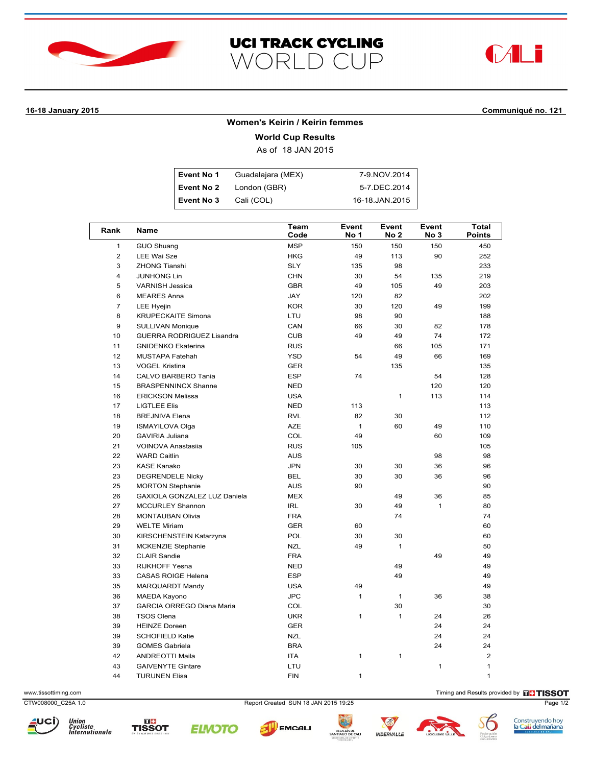# UCI TRACK CYCLING WORLD CUP

**16-18 January 2015** **Communiqué no. 121**

## Women's Keirin / Keirin femmes

### World Cup Results

As of 18 JAN 2015

| | | |
|---|---|---|
| **Event No 1** | Guadalajara (MEX) | 7-9.NOV.2014 |
| **Event No 2** | London (GBR) | 5-7.DEC.2014 |
| **Event No 3** | Cali (COL) | 16-18.JAN.2015 |

| Rank | Name | Team Code | Event No 1 | Event No 2 | Event No 3 | Total Points |
|---|---|---|---|---|---|---|
| 1 | GUO Shuang | MSP | 150 | 150 | 150 | 450 |
| 2 | LEE Wai Sze | HKG | 49 | 113 | 90 | 252 |
| 3 | ZHONG Tianshi | SLY | 135 | 98 | | 233 |
| 4 | JUNHONG Lin | CHN | 30 | 54 | 135 | 219 |
| 5 | VARNISH Jessica | GBR | 49 | 105 | 49 | 203 |
| 6 | MEARES Anna | JAY | 120 | 82 | | 202 |
| 7 | LEE Hyejin | KOR | 30 | 120 | 49 | 199 |
| 8 | KRUPECKAITE Simona | LTU | 98 | 90 | | 188 |
| 9 | SULLIVAN Monique | CAN | 66 | 30 | 82 | 178 |
| 10 | GUERRA RODRIGUEZ Lisandra | CUB | 49 | 49 | 74 | 172 |
| 11 | GNIDENKO Ekaterina | RUS | | 66 | 105 | 171 |
| 12 | MUSTAPA Fatehah | YSD | 54 | 49 | 66 | 169 |
| 13 | VOGEL Kristina | GER | | 135 | | 135 |
| 14 | CALVO BARBERO Tania | ESP | 74 | | 54 | 128 |
| 15 | BRASPENNINCX Shanne | NED | | | 120 | 120 |
| 16 | ERICKSON Melissa | USA | | 1 | 113 | 114 |
| 17 | LIGTLEE Elis | NED | 113 | | | 113 |
| 18 | BREJNIVA Elena | RVL | 82 | 30 | | 112 |
| 19 | ISMAYILOVA Olga | AZE | 1 | 60 | 49 | 110 |
| 20 | GAVIRIA Juliana | COL | 49 | | 60 | 109 |
| 21 | VOINOVA Anastasiia | RUS | 105 | | | 105 |
| 22 | WARD Caitlin | AUS | | | 98 | 98 |
| 23 | KASE Kanako | JPN | 30 | 30 | 36 | 96 |
| 23 | DEGRENDELE Nicky | BEL | 30 | 30 | 36 | 96 |
| 25 | MORTON Stephanie | AUS | 90 | | | 90 |
| 26 | GAXIOLA GONZALEZ LUZ Daniela | MEX | | 49 | 36 | 85 |
| 27 | MCCURLEY Shannon | IRL | 30 | 49 | 1 | 80 |
| 28 | MONTAUBAN Olivia | FRA | | 74 | | 74 |
| 29 | WELTE Miriam | GER | 60 | | | 60 |
| 30 | KIRSCHENSTEIN Katarzyna | POL | 30 | 30 | | 60 |
| 31 | MCKENZIE Stephanie | NZL | 49 | 1 | | 50 |
| 32 | CLAIR Sandie | FRA | | | 49 | 49 |
| 33 | RIJKHOFF Yesna | NED | | 49 | | 49 |
| 33 | CASAS ROIGE Helena | ESP | | 49 | | 49 |
| 35 | MARQUARDT Mandy | USA | 49 | | | 49 |
| 36 | MAEDA Kayono | JPC | 1 | 1 | 36 | 38 |
| 37 | GARCIA ORREGO Diana Maria | COL | | 30 | | 30 |
| 38 | TSOS Olena | UKR | 1 | 1 | 24 | 26 |
| 39 | HEINZE Doreen | GER | | | 24 | 24 |
| 39 | SCHOFIELD Katie | NZL | | | 24 | 24 |
| 39 | GOMES Gabriela | BRA | | | 24 | 24 |
| 42 | ANDREOTTI Maila | ITA | 1 | 1 | | 2 |
| 43 | GAIVENYTE Gintare | LTU | | | 1 | 1 |
| 44 | TURUNEN Elisa | FIN | 1 | | | 1 |

www.tissottiming.com

Timing and Results provided by TISSOT

CTW008000_C25A 1.0

Report Created SUN 18 JAN 2015 19:25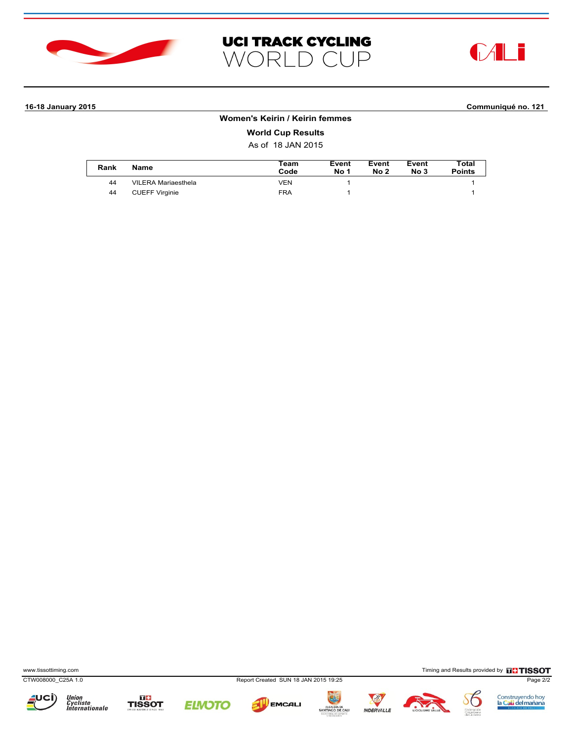**16-18 January 2015** **Communiqué no. 121**

## Women's Keirin / Keirin femmes

### World Cup Results

As of 18 JAN 2015

| Rank | Name | Team Code | Event No 1 | Event No 2 | Event No 3 | Total Points |
|---|---|---|---|---|---|---|
| 44 | VILERA Mariaesthela | VEN | 1 | | | 1 |
| 44 | CUEFF Virginie | FRA | 1 | | | 1 |